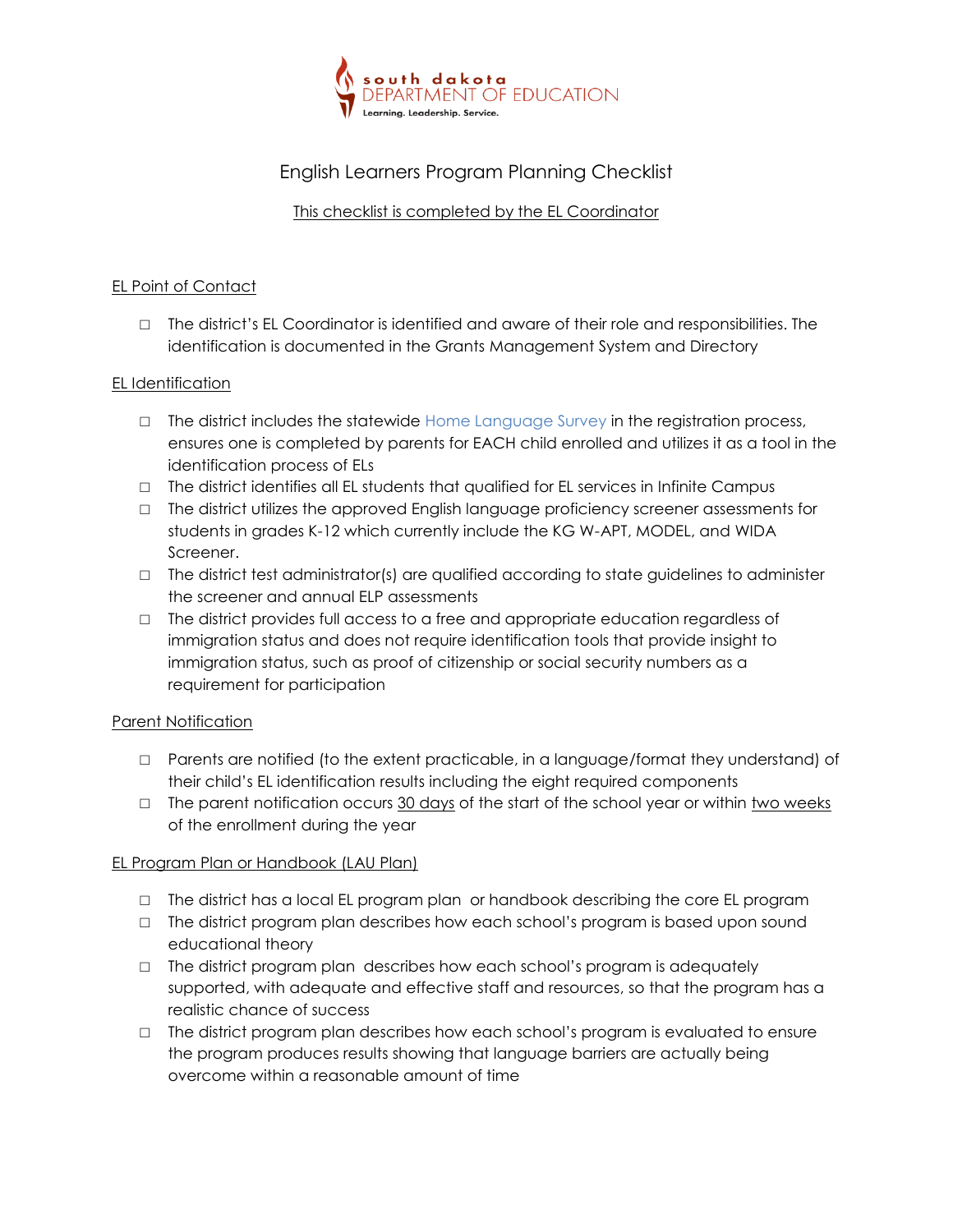south dakota
DEPARTMENT OF EDUCATION
Learning. Leadership. Service.

# English Learners Program Planning Checklist

This checklist is completed by the EL Coordinator

## EL Point of Contact

- ☐ The district's EL Coordinator is identified and aware of their role and responsibilities. The identification is documented in the Grants Management System and Directory

## EL Identification

- ☐ The district includes the statewide Home Language Survey in the registration process, ensures one is completed by parents for EACH child enrolled and utilizes it as a tool in the identification process of ELs
- ☐ The district identifies all EL students that qualified for EL services in Infinite Campus
- ☐ The district utilizes the approved English language proficiency screener assessments for students in grades K-12 which currently include the KG W-APT, MODEL, and WIDA Screener.
- ☐ The district test administrator(s) are qualified according to state guidelines to administer the screener and annual ELP assessments
- ☐ The district provides full access to a free and appropriate education regardless of immigration status and does not require identification tools that provide insight to immigration status, such as proof of citizenship or social security numbers as a requirement for participation

## Parent Notification

- ☐ Parents are notified (to the extent practicable, in a language/format they understand) of their child's EL identification results including the eight required components
- ☐ The parent notification occurs 30 days of the start of the school year or within two weeks of the enrollment during the year

## EL Program Plan or Handbook (LAU Plan)

- ☐ The district has a local EL program plan or handbook describing the core EL program
- ☐ The district program plan describes how each school's program is based upon sound educational theory
- ☐ The district program plan describes how each school's program is adequately supported, with adequate and effective staff and resources, so that the program has a realistic chance of success
- ☐ The district program plan describes how each school's program is evaluated to ensure the program produces results showing that language barriers are actually being overcome within a reasonable amount of time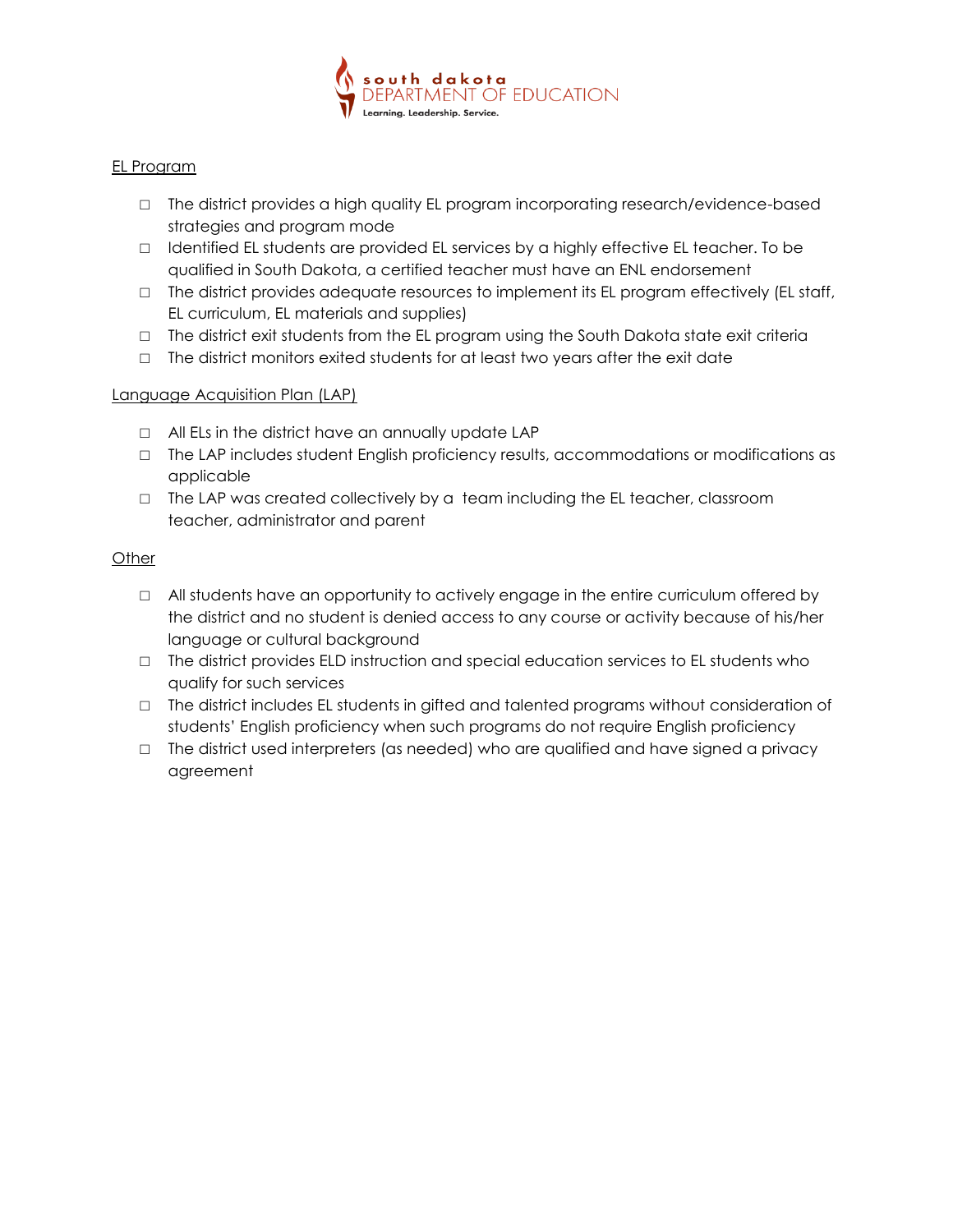EL Program

- □ The district provides a high quality EL program incorporating research/evidence-based strategies and program mode
- □ Identified EL students are provided EL services by a highly effective EL teacher. To be qualified in South Dakota, a certified teacher must have an ENL endorsement
- □ The district provides adequate resources to implement its EL program effectively (EL staff, EL curriculum, EL materials and supplies)
- □ The district exit students from the EL program using the South Dakota state exit criteria
- □ The district monitors exited students for at least two years after the exit date

Language Acquisition Plan (LAP)

- □ All ELs in the district have an annually update LAP
- □ The LAP includes student English proficiency results, accommodations or modifications as applicable
- □ The LAP was created collectively by a team including the EL teacher, classroom teacher, administrator and parent

Other

- □ All students have an opportunity to actively engage in the entire curriculum offered by the district and no student is denied access to any course or activity because of his/her language or cultural background
- □ The district provides ELD instruction and special education services to EL students who qualify for such services
- □ The district includes EL students in gifted and talented programs without consideration of students' English proficiency when such programs do not require English proficiency
- □ The district used interpreters (as needed) who are qualified and have signed a privacy agreement